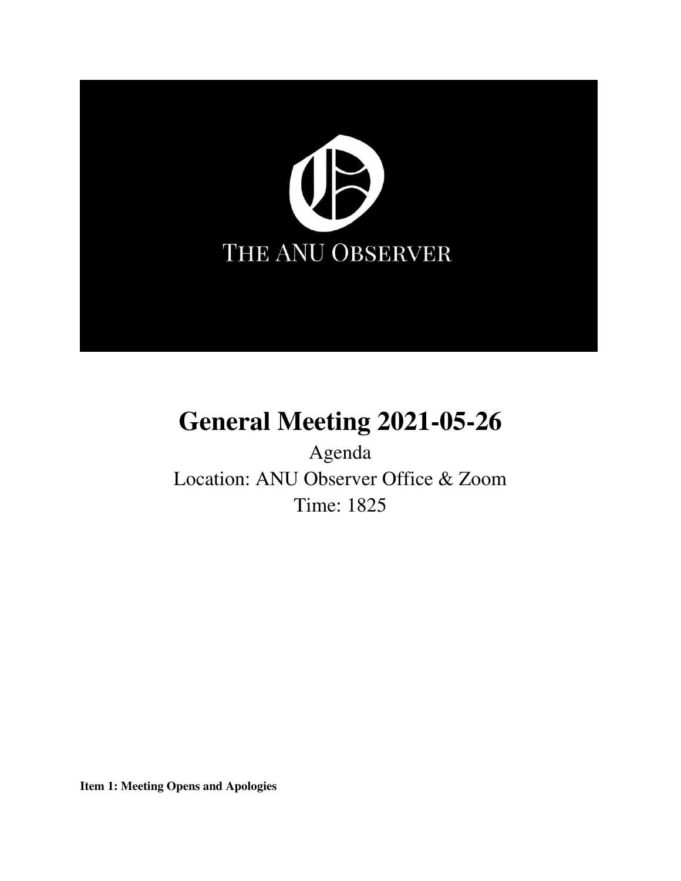# General Meeting 2021-05-26

Agenda

Location: ANU Observer Office & Zoom

Time: 1825

**Item 1: Meeting Opens and Apologies**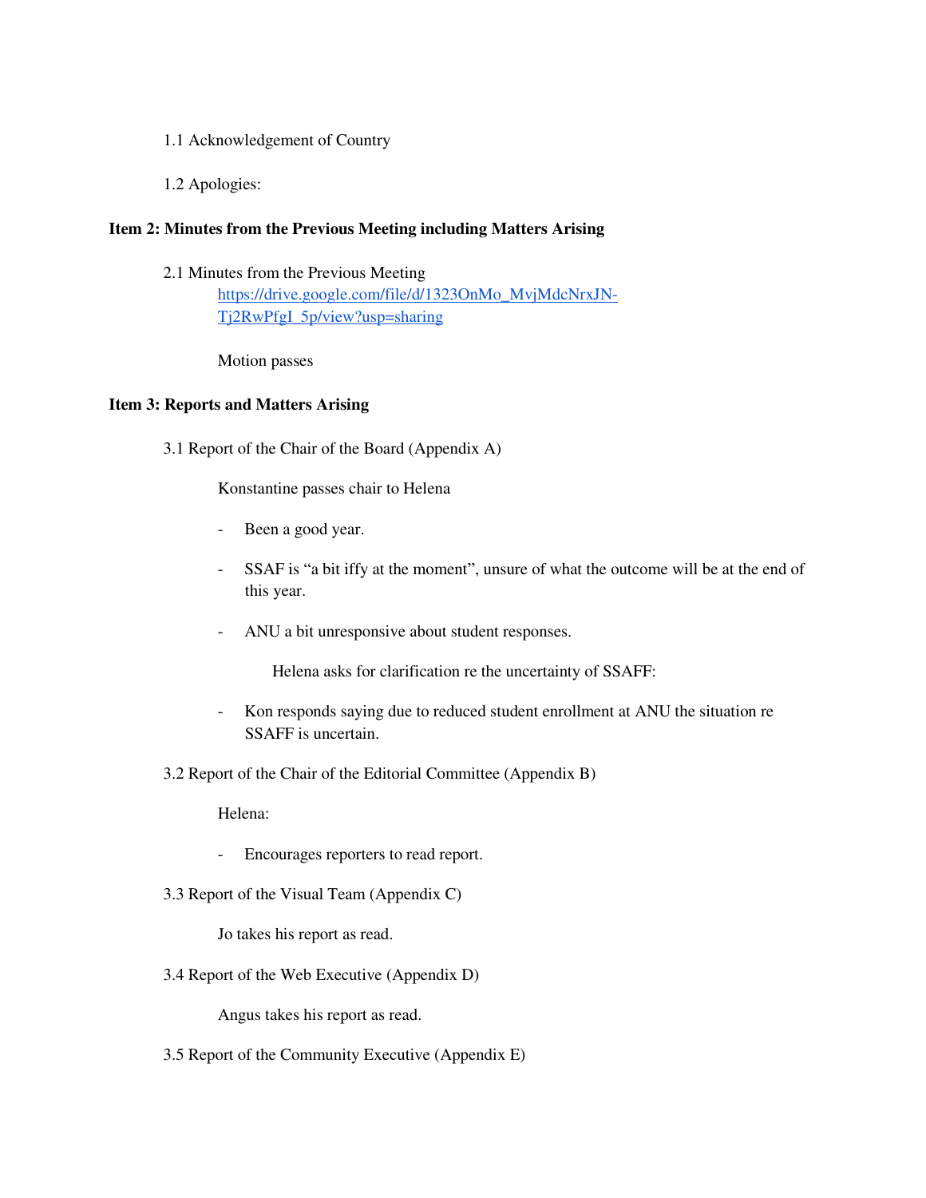1.1 Acknowledgement of Country

1.2 Apologies:

**Item 2: Minutes from the Previous Meeting including Matters Arising**

2.1 Minutes from the Previous Meeting
[https://drive.google.com/file/d/1323OnMo_MvjMdcNrxJN-Tj2RwPfgI_5p/view?usp=sharing](https://drive.google.com/file/d/1323OnMo_MvjMdcNrxJN-Tj2RwPfgI_5p/view?usp=sharing)

Motion passes

**Item 3: Reports and Matters Arising**

3.1 Report of the Chair of the Board (Appendix A)

Konstantine passes chair to Helena

- Been a good year.
- SSAF is "a bit iffy at the moment", unsure of what the outcome will be at the end of this year.
- ANU a bit unresponsive about student responses.

Helena asks for clarification re the uncertainty of SSAFF:

- Kon responds saying due to reduced student enrollment at ANU the situation re SSAFF is uncertain.

3.2 Report of the Chair of the Editorial Committee (Appendix B)

Helena:

- Encourages reporters to read report.

3.3 Report of the Visual Team (Appendix C)

Jo takes his report as read.

3.4 Report of the Web Executive (Appendix D)

Angus takes his report as read.

3.5 Report of the Community Executive (Appendix E)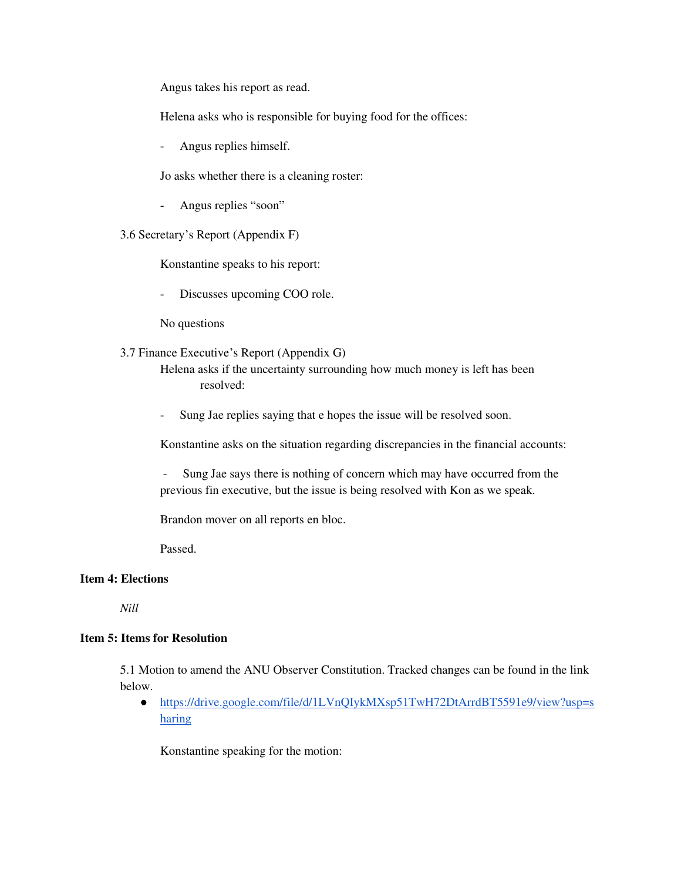Angus takes his report as read.

Helena asks who is responsible for buying food for the offices:

- Angus replies himself.

Jo asks whether there is a cleaning roster:

- Angus replies "soon"

3.6 Secretary's Report (Appendix F)

Konstantine speaks to his report:

- Discusses upcoming COO role.

No questions

3.7 Finance Executive's Report (Appendix G)

Helena asks if the uncertainty surrounding how much money is left has been resolved:

- Sung Jae replies saying that e hopes the issue will be resolved soon.

Konstantine asks on the situation regarding discrepancies in the financial accounts:

- Sung Jae says there is nothing of concern which may have occurred from the previous fin executive, but the issue is being resolved with Kon as we speak.

Brandon mover on all reports en bloc.

Passed.

**Item 4: Elections**

*Nill*

**Item 5: Items for Resolution**

5.1 Motion to amend the ANU Observer Constitution. Tracked changes can be found in the link below.

- [https://drive.google.com/file/d/1LVnQIykMXsp51TwH72DtArrdBT5591e9/view?usp=sharing](https://drive.google.com/file/d/1LVnQIykMXsp51TwH72DtArrdBT5591e9/view?usp=sharing)

Konstantine speaking for the motion: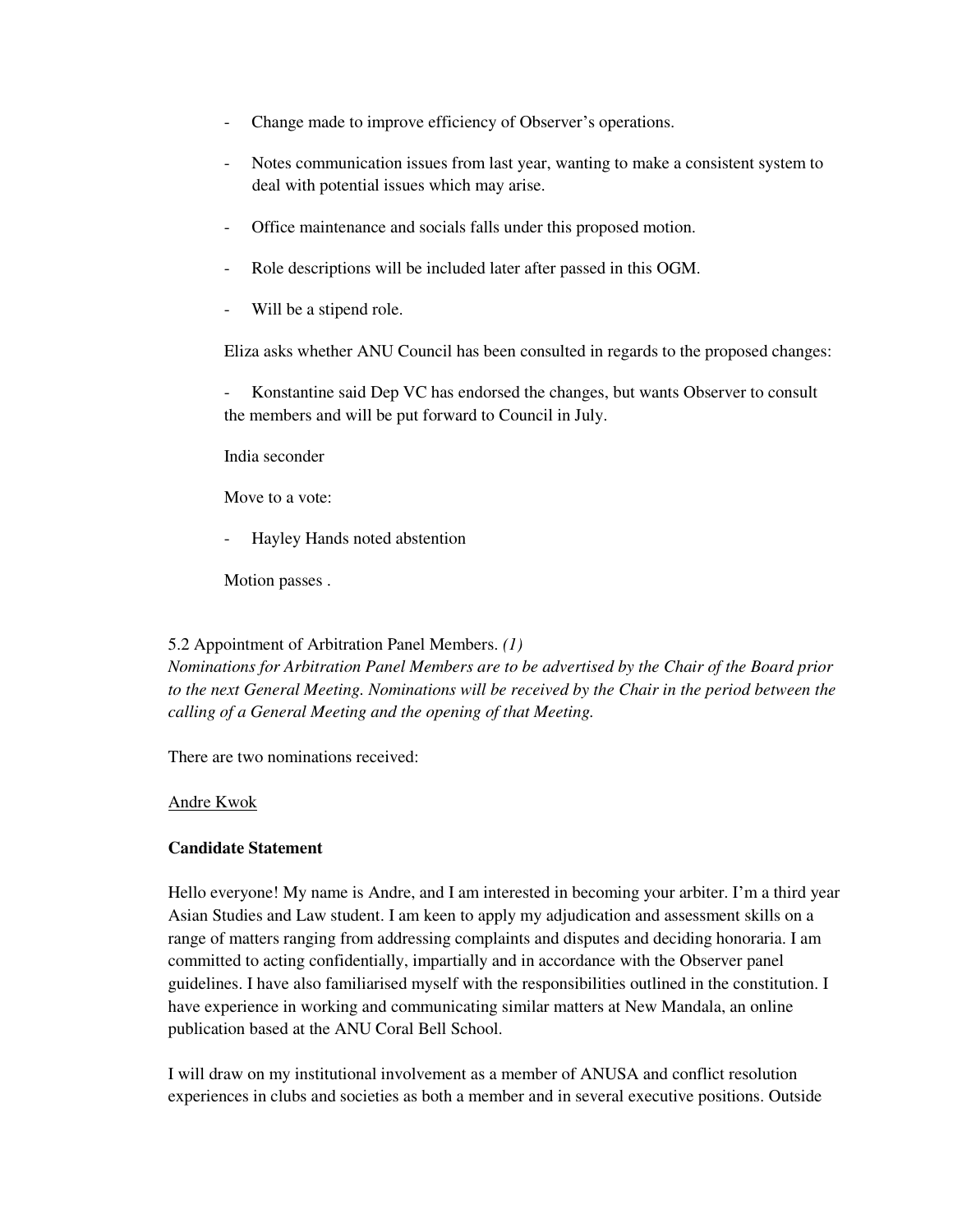- Change made to improve efficiency of Observer's operations.
- Notes communication issues from last year, wanting to make a consistent system to deal with potential issues which may arise.
- Office maintenance and socials falls under this proposed motion.
- Role descriptions will be included later after passed in this OGM.
- Will be a stipend role.

Eliza asks whether ANU Council has been consulted in regards to the proposed changes:

- Konstantine said Dep VC has endorsed the changes, but wants Observer to consult the members and will be put forward to Council in July.

India seconder

Move to a vote:

- Hayley Hands noted abstention

Motion passes .

5.2 Appointment of Arbitration Panel Members. *(1)*
*Nominations for Arbitration Panel Members are to be advertised by the Chair of the Board prior to the next General Meeting. Nominations will be received by the Chair in the period between the calling of a General Meeting and the opening of that Meeting.*

There are two nominations received:

<u>Andre Kwok</u>

**Candidate Statement**

Hello everyone! My name is Andre, and I am interested in becoming your arbiter. I'm a third year Asian Studies and Law student. I am keen to apply my adjudication and assessment skills on a range of matters ranging from addressing complaints and disputes and deciding honoraria. I am committed to acting confidentially, impartially and in accordance with the Observer panel guidelines. I have also familiarised myself with the responsibilities outlined in the constitution. I have experience in working and communicating similar matters at New Mandala, an online publication based at the ANU Coral Bell School.

I will draw on my institutional involvement as a member of ANUSA and conflict resolution experiences in clubs and societies as both a member and in several executive positions. Outside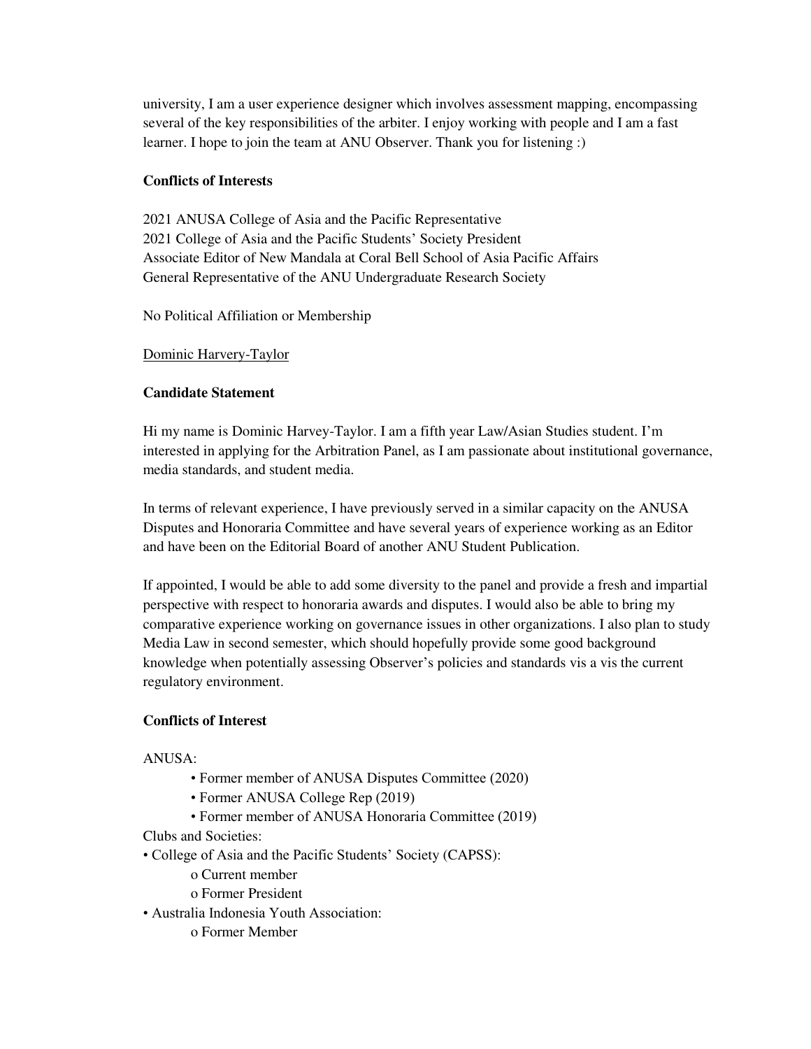university, I am a user experience designer which involves assessment mapping, encompassing several of the key responsibilities of the arbiter. I enjoy working with people and I am a fast learner. I hope to join the team at ANU Observer. Thank you for listening :)

**Conflicts of Interests**

2021 ANUSA College of Asia and the Pacific Representative
2021 College of Asia and the Pacific Students' Society President
Associate Editor of New Mandala at Coral Bell School of Asia Pacific Affairs
General Representative of the ANU Undergraduate Research Society

No Political Affiliation or Membership

<u>Dominic Harvery-Taylor</u>

**Candidate Statement**

Hi my name is Dominic Harvey-Taylor. I am a fifth year Law/Asian Studies student. I'm interested in applying for the Arbitration Panel, as I am passionate about institutional governance, media standards, and student media.

In terms of relevant experience, I have previously served in a similar capacity on the ANUSA Disputes and Honoraria Committee and have several years of experience working as an Editor and have been on the Editorial Board of another ANU Student Publication.

If appointed, I would be able to add some diversity to the panel and provide a fresh and impartial perspective with respect to honoraria awards and disputes. I would also be able to bring my comparative experience working on governance issues in other organizations. I also plan to study Media Law in second semester, which should hopefully provide some good background knowledge when potentially assessing Observer's policies and standards vis a vis the current regulatory environment.

**Conflicts of Interest**

ANUSA:

- Former member of ANUSA Disputes Committee (2020)
- Former ANUSA College Rep (2019)
- Former member of ANUSA Honoraria Committee (2019)

Clubs and Societies:

- College of Asia and the Pacific Students' Society (CAPSS):
  - Current member
  - Former President
- Australia Indonesia Youth Association:
  - Former Member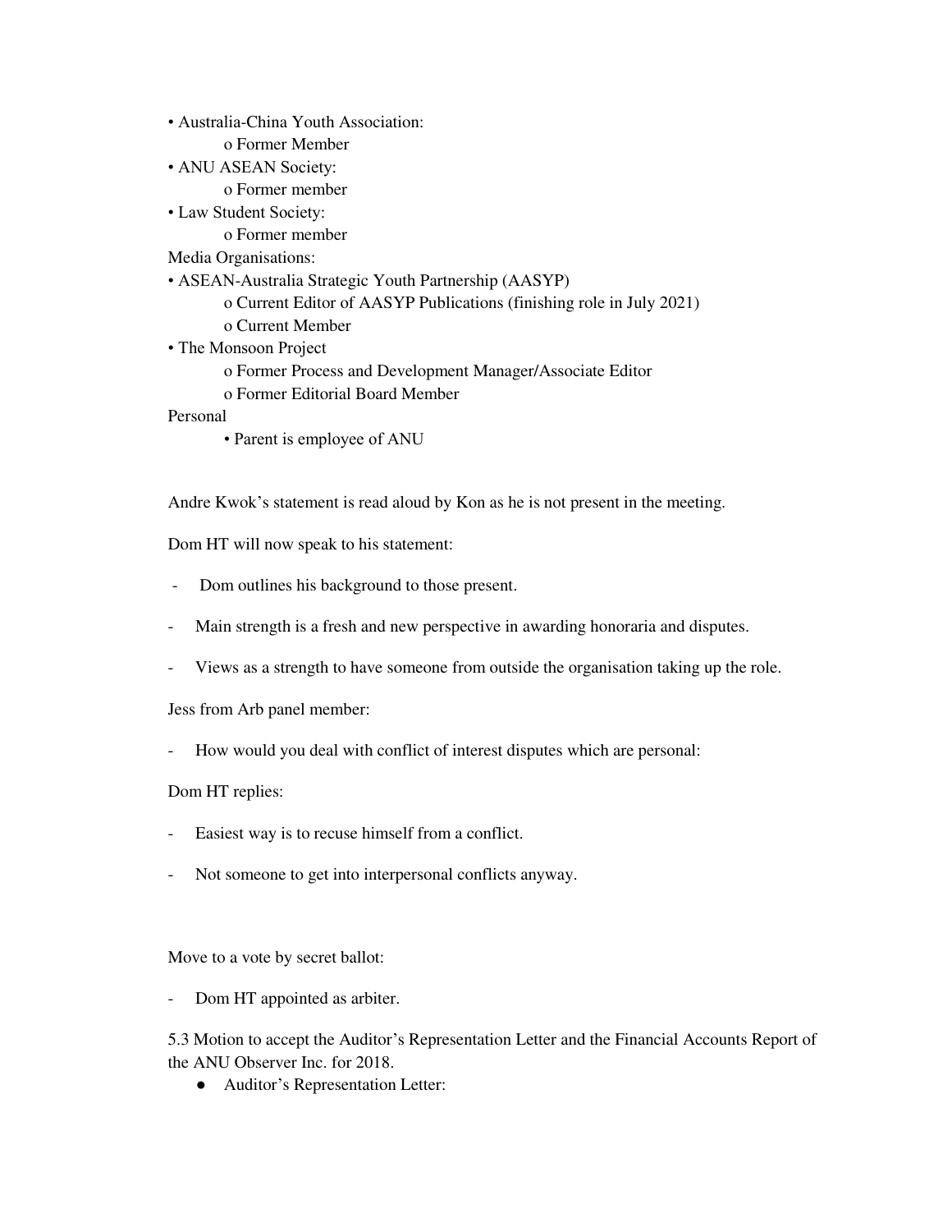- Australia-China Youth Association:
  - o Former Member
- ANU ASEAN Society:
  - o Former member
- Law Student Society:
  - o Former member

Media Organisations:

- ASEAN-Australia Strategic Youth Partnership (AASYP)
  - o Current Editor of AASYP Publications (finishing role in July 2021)
  - o Current Member
- The Monsoon Project
  - o Former Process and Development Manager/Associate Editor
  - o Former Editorial Board Member

Personal

- Parent is employee of ANU

Andre Kwok's statement is read aloud by Kon as he is not present in the meeting.

Dom HT will now speak to his statement:

- Dom outlines his background to those present.
- Main strength is a fresh and new perspective in awarding honoraria and disputes.
- Views as a strength to have someone from outside the organisation taking up the role.

Jess from Arb panel member:

- How would you deal with conflict of interest disputes which are personal:

Dom HT replies:

- Easiest way is to recuse himself from a conflict.
- Not someone to get into interpersonal conflicts anyway.

Move to a vote by secret ballot:

- Dom HT appointed as arbiter.

5.3 Motion to accept the Auditor's Representation Letter and the Financial Accounts Report of the ANU Observer Inc. for 2018.

- Auditor's Representation Letter: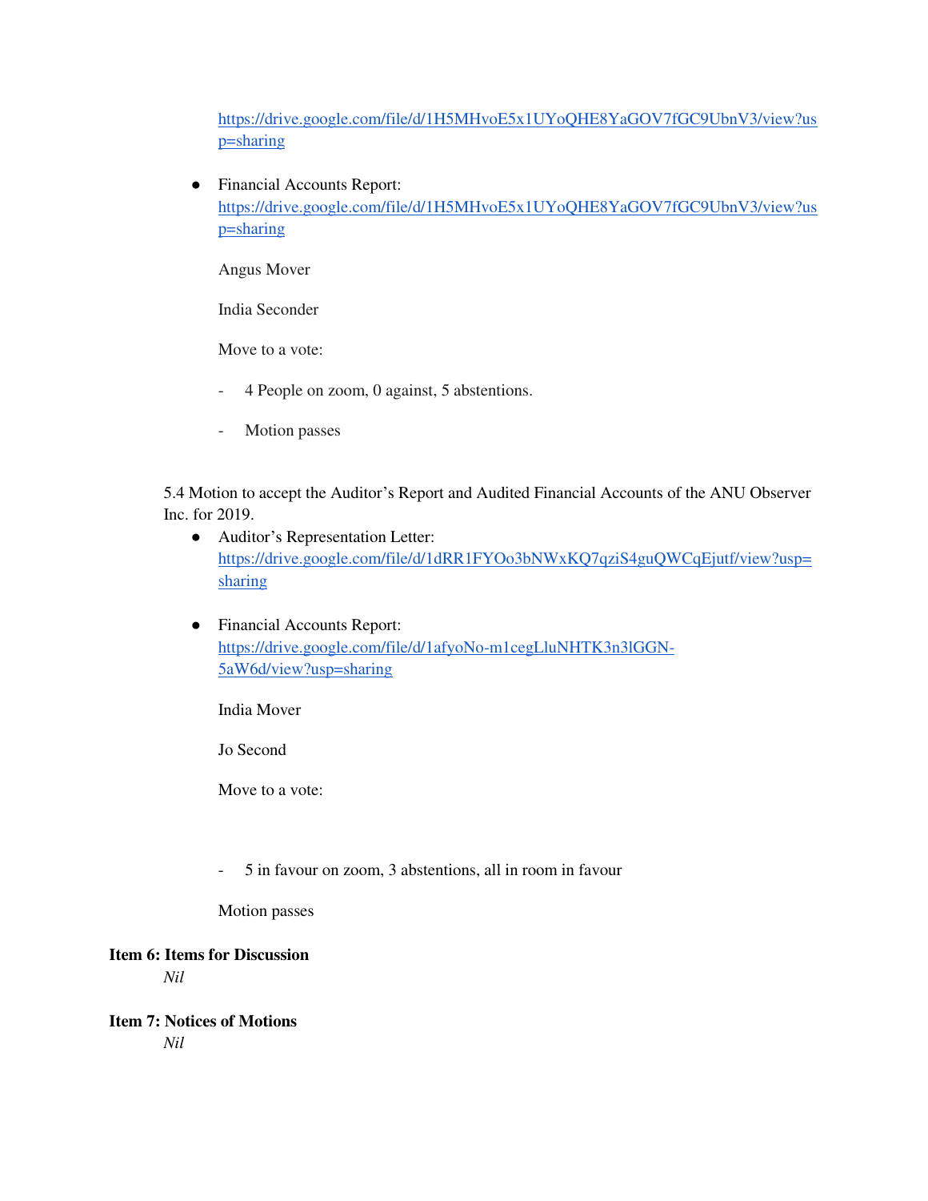https://drive.google.com/file/d/1H5MHvoE5x1UYoQHE8YaGOV7fGC9UbnV3/view?usp=sharing

- Financial Accounts Report: https://drive.google.com/file/d/1H5MHvoE5x1UYoQHE8YaGOV7fGC9UbnV3/view?usp=sharing

  Angus Mover

  India Seconder

  Move to a vote:

  - 4 People on zoom, 0 against, 5 abstentions.
  - Motion passes

5.4 Motion to accept the Auditor's Report and Audited Financial Accounts of the ANU Observer Inc. for 2019.

- Auditor's Representation Letter: https://drive.google.com/file/d/1dRR1FYOo3bNWxKQ7qziS4guQWCqEjutf/view?usp=sharing

- Financial Accounts Report: https://drive.google.com/file/d/1afyoNo-m1cegLluNHTK3n3lGGN-5aW6d/view?usp=sharing

  India Mover

  Jo Second

  Move to a vote:

  - 5 in favour on zoom, 3 abstentions, all in room in favour

  Motion passes

**Item 6: Items for Discussion**

*Nil*

**Item 7: Notices of Motions**

*Nil*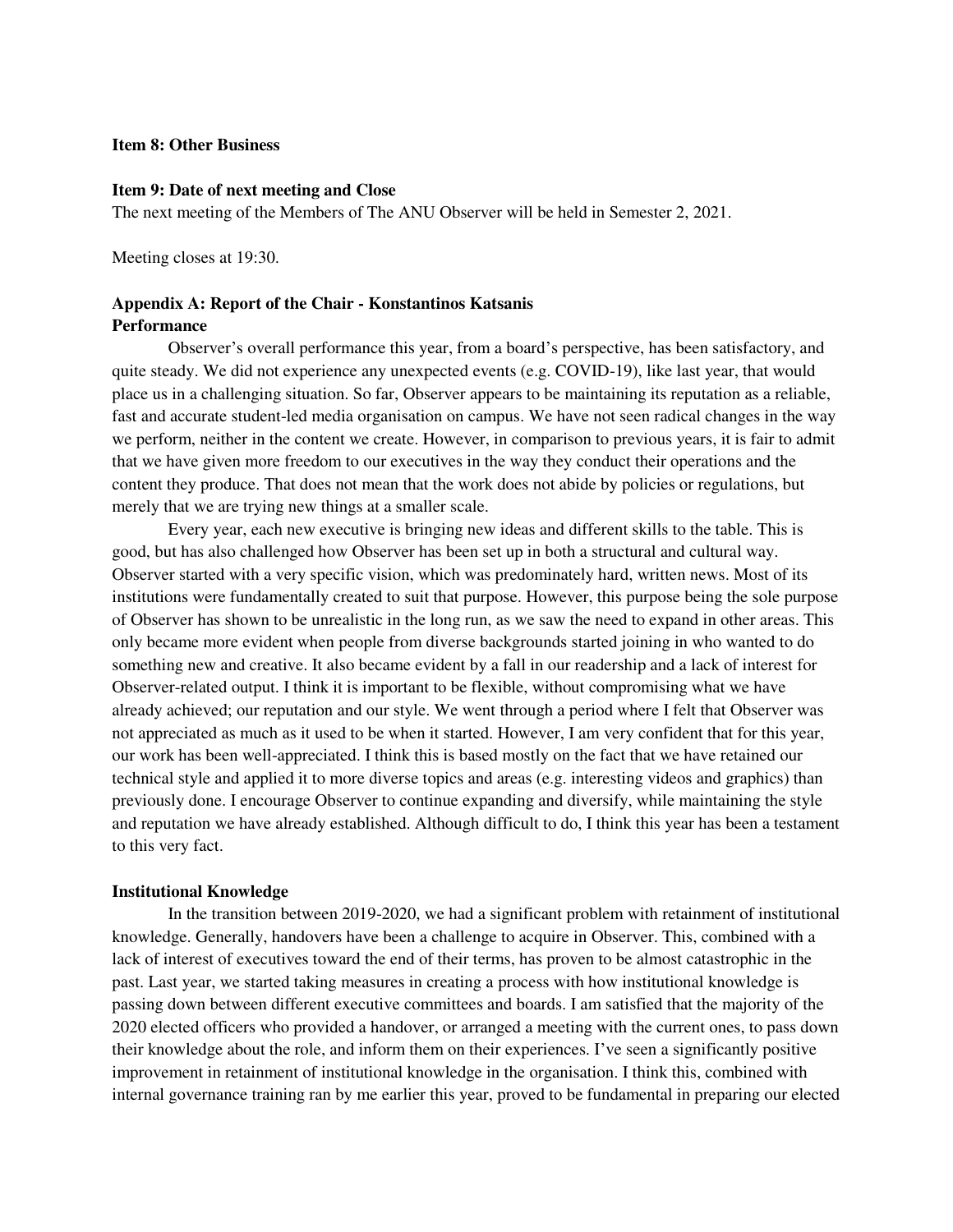**Item 8: Other Business**

**Item 9: Date of next meeting and Close**

The next meeting of the Members of The ANU Observer will be held in Semester 2, 2021.

Meeting closes at 19:30.

**Appendix A: Report of the Chair - Konstantinos Katsanis**

**Performance**

Observer's overall performance this year, from a board's perspective, has been satisfactory, and quite steady. We did not experience any unexpected events (e.g. COVID-19), like last year, that would place us in a challenging situation. So far, Observer appears to be maintaining its reputation as a reliable, fast and accurate student-led media organisation on campus. We have not seen radical changes in the way we perform, neither in the content we create. However, in comparison to previous years, it is fair to admit that we have given more freedom to our executives in the way they conduct their operations and the content they produce. That does not mean that the work does not abide by policies or regulations, but merely that we are trying new things at a smaller scale.

Every year, each new executive is bringing new ideas and different skills to the table. This is good, but has also challenged how Observer has been set up in both a structural and cultural way. Observer started with a very specific vision, which was predominately hard, written news. Most of its institutions were fundamentally created to suit that purpose. However, this purpose being the sole purpose of Observer has shown to be unrealistic in the long run, as we saw the need to expand in other areas. This only became more evident when people from diverse backgrounds started joining in who wanted to do something new and creative. It also became evident by a fall in our readership and a lack of interest for Observer-related output. I think it is important to be flexible, without compromising what we have already achieved; our reputation and our style. We went through a period where I felt that Observer was not appreciated as much as it used to be when it started. However, I am very confident that for this year, our work has been well-appreciated. I think this is based mostly on the fact that we have retained our technical style and applied it to more diverse topics and areas (e.g. interesting videos and graphics) than previously done. I encourage Observer to continue expanding and diversify, while maintaining the style and reputation we have already established. Although difficult to do, I think this year has been a testament to this very fact.

**Institutional Knowledge**

In the transition between 2019-2020, we had a significant problem with retainment of institutional knowledge. Generally, handovers have been a challenge to acquire in Observer. This, combined with a lack of interest of executives toward the end of their terms, has proven to be almost catastrophic in the past. Last year, we started taking measures in creating a process with how institutional knowledge is passing down between different executive committees and boards. I am satisfied that the majority of the 2020 elected officers who provided a handover, or arranged a meeting with the current ones, to pass down their knowledge about the role, and inform them on their experiences. I've seen a significantly positive improvement in retainment of institutional knowledge in the organisation. I think this, combined with internal governance training ran by me earlier this year, proved to be fundamental in preparing our elected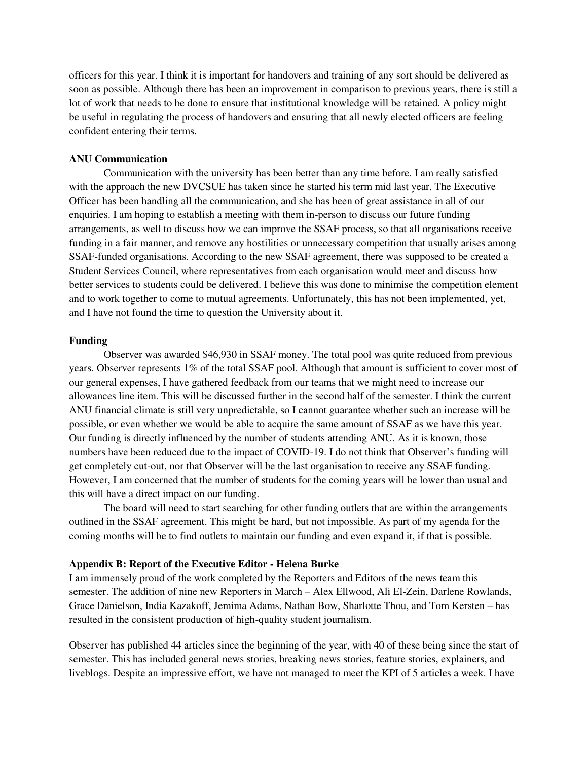officers for this year. I think it is important for handovers and training of any sort should be delivered as soon as possible. Although there has been an improvement in comparison to previous years, there is still a lot of work that needs to be done to ensure that institutional knowledge will be retained. A policy might be useful in regulating the process of handovers and ensuring that all newly elected officers are feeling confident entering their terms.

**ANU Communication**

Communication with the university has been better than any time before. I am really satisfied with the approach the new DVCSUE has taken since he started his term mid last year. The Executive Officer has been handling all the communication, and she has been of great assistance in all of our enquiries. I am hoping to establish a meeting with them in-person to discuss our future funding arrangements, as well to discuss how we can improve the SSAF process, so that all organisations receive funding in a fair manner, and remove any hostilities or unnecessary competition that usually arises among SSAF-funded organisations. According to the new SSAF agreement, there was supposed to be created a Student Services Council, where representatives from each organisation would meet and discuss how better services to students could be delivered. I believe this was done to minimise the competition element and to work together to come to mutual agreements. Unfortunately, this has not been implemented, yet, and I have not found the time to question the University about it.

**Funding**

Observer was awarded $46,930 in SSAF money. The total pool was quite reduced from previous years. Observer represents 1% of the total SSAF pool. Although that amount is sufficient to cover most of our general expenses, I have gathered feedback from our teams that we might need to increase our allowances line item. This will be discussed further in the second half of the semester. I think the current ANU financial climate is still very unpredictable, so I cannot guarantee whether such an increase will be possible, or even whether we would be able to acquire the same amount of SSAF as we have this year. Our funding is directly influenced by the number of students attending ANU. As it is known, those numbers have been reduced due to the impact of COVID-19. I do not think that Observer's funding will get completely cut-out, nor that Observer will be the last organisation to receive any SSAF funding. However, I am concerned that the number of students for the coming years will be lower than usual and this will have a direct impact on our funding.

The board will need to start searching for other funding outlets that are within the arrangements outlined in the SSAF agreement. This might be hard, but not impossible. As part of my agenda for the coming months will be to find outlets to maintain our funding and even expand it, if that is possible.

**Appendix B: Report of the Executive Editor - Helena Burke**

I am immensely proud of the work completed by the Reporters and Editors of the news team this semester. The addition of nine new Reporters in March – Alex Ellwood, Ali El-Zein, Darlene Rowlands, Grace Danielson, India Kazakoff, Jemima Adams, Nathan Bow, Sharlotte Thou, and Tom Kersten – has resulted in the consistent production of high-quality student journalism.

Observer has published 44 articles since the beginning of the year, with 40 of these being since the start of semester. This has included general news stories, breaking news stories, feature stories, explainers, and liveblogs. Despite an impressive effort, we have not managed to meet the KPI of 5 articles a week. I have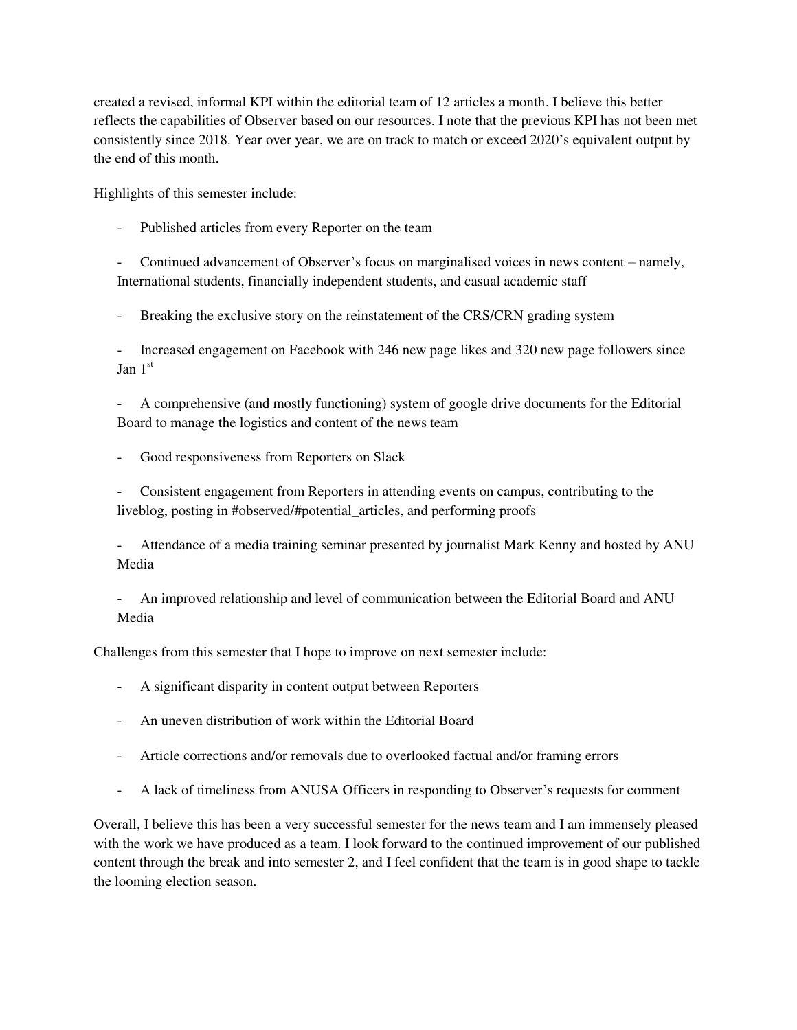created a revised, informal KPI within the editorial team of 12 articles a month. I believe this better reflects the capabilities of Observer based on our resources. I note that the previous KPI has not been met consistently since 2018. Year over year, we are on track to match or exceed 2020's equivalent output by the end of this month.

Highlights of this semester include:

- Published articles from every Reporter on the team
- Continued advancement of Observer's focus on marginalised voices in news content – namely, International students, financially independent students, and casual academic staff
- Breaking the exclusive story on the reinstatement of the CRS/CRN grading system
- Increased engagement on Facebook with 246 new page likes and 320 new page followers since Jan 1st
- A comprehensive (and mostly functioning) system of google drive documents for the Editorial Board to manage the logistics and content of the news team
- Good responsiveness from Reporters on Slack
- Consistent engagement from Reporters in attending events on campus, contributing to the liveblog, posting in #observed/#potential_articles, and performing proofs
- Attendance of a media training seminar presented by journalist Mark Kenny and hosted by ANU Media
- An improved relationship and level of communication between the Editorial Board and ANU Media

Challenges from this semester that I hope to improve on next semester include:

- A significant disparity in content output between Reporters
- An uneven distribution of work within the Editorial Board
- Article corrections and/or removals due to overlooked factual and/or framing errors
- A lack of timeliness from ANUSA Officers in responding to Observer's requests for comment

Overall, I believe this has been a very successful semester for the news team and I am immensely pleased with the work we have produced as a team. I look forward to the continued improvement of our published content through the break and into semester 2, and I feel confident that the team is in good shape to tackle the looming election season.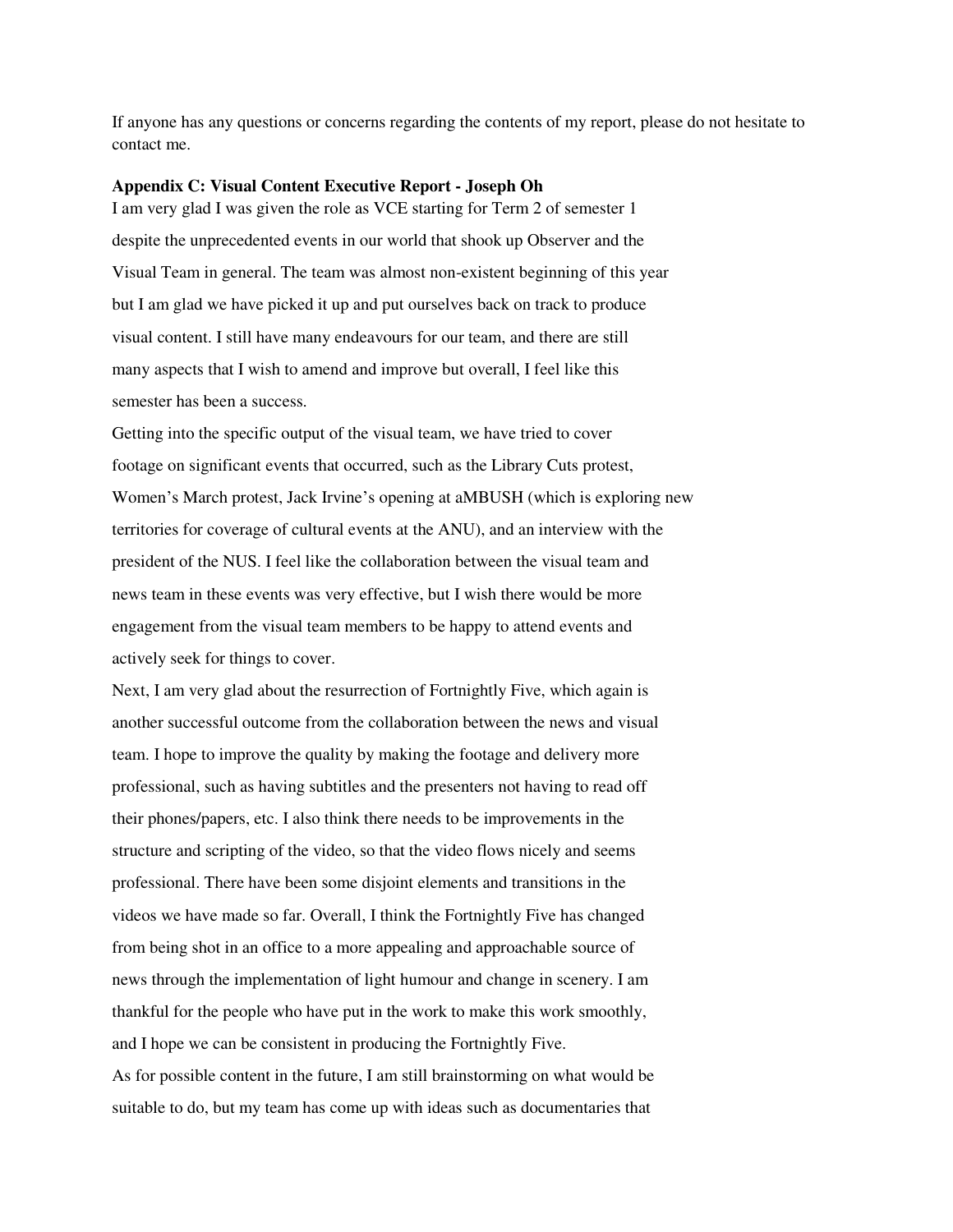If anyone has any questions or concerns regarding the contents of my report, please do not hesitate to contact me.

**Appendix C: Visual Content Executive Report - Joseph Oh**

I am very glad I was given the role as VCE starting for Term 2 of semester 1 despite the unprecedented events in our world that shook up Observer and the Visual Team in general. The team was almost non-existent beginning of this year but I am glad we have picked it up and put ourselves back on track to produce visual content. I still have many endeavours for our team, and there are still many aspects that I wish to amend and improve but overall, I feel like this semester has been a success.

Getting into the specific output of the visual team, we have tried to cover footage on significant events that occurred, such as the Library Cuts protest, Women's March protest, Jack Irvine's opening at aMBUSH (which is exploring new territories for coverage of cultural events at the ANU), and an interview with the president of the NUS. I feel like the collaboration between the visual team and news team in these events was very effective, but I wish there would be more engagement from the visual team members to be happy to attend events and actively seek for things to cover.

Next, I am very glad about the resurrection of Fortnightly Five, which again is another successful outcome from the collaboration between the news and visual team. I hope to improve the quality by making the footage and delivery more professional, such as having subtitles and the presenters not having to read off their phones/papers, etc. I also think there needs to be improvements in the structure and scripting of the video, so that the video flows nicely and seems professional. There have been some disjoint elements and transitions in the videos we have made so far. Overall, I think the Fortnightly Five has changed from being shot in an office to a more appealing and approachable source of news through the implementation of light humour and change in scenery. I am thankful for the people who have put in the work to make this work smoothly, and I hope we can be consistent in producing the Fortnightly Five.

As for possible content in the future, I am still brainstorming on what would be suitable to do, but my team has come up with ideas such as documentaries that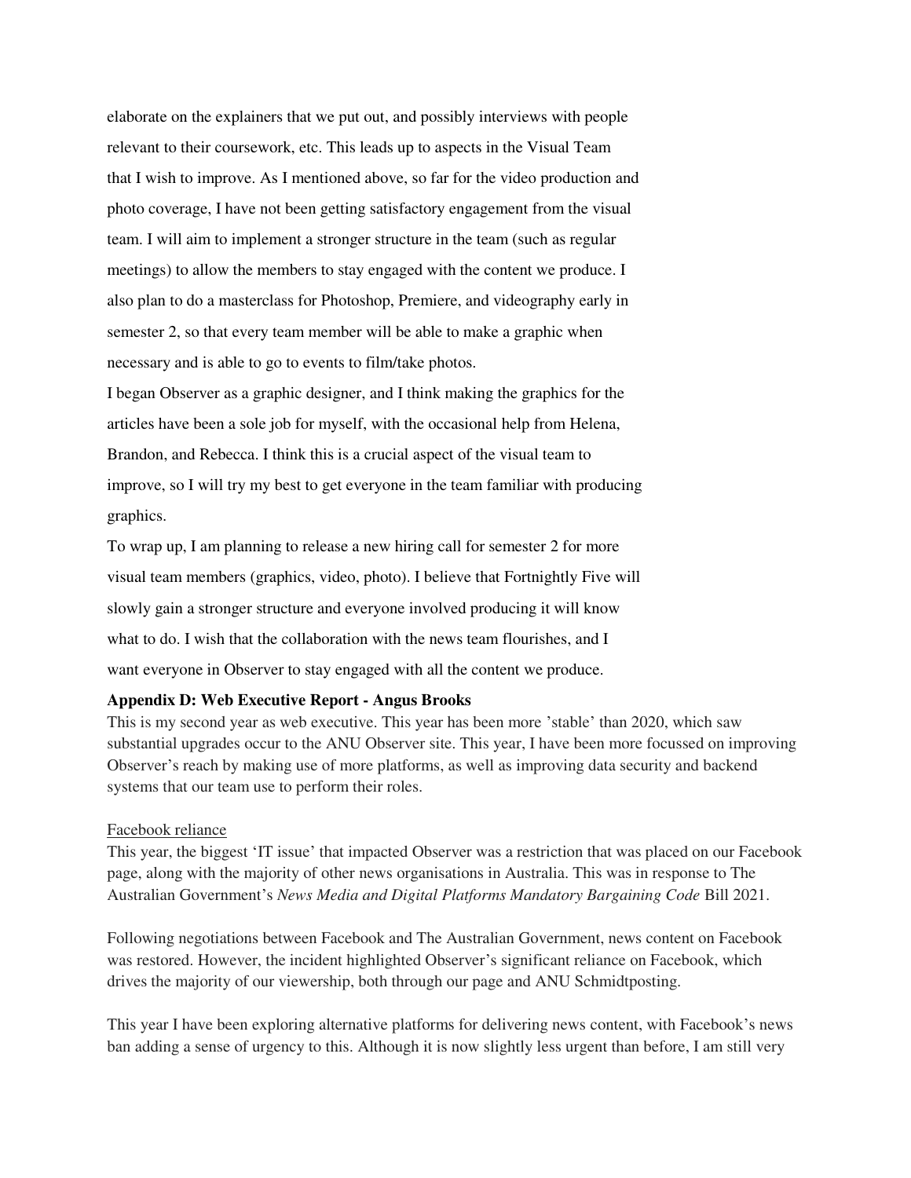elaborate on the explainers that we put out, and possibly interviews with people relevant to their coursework, etc. This leads up to aspects in the Visual Team that I wish to improve. As I mentioned above, so far for the video production and photo coverage, I have not been getting satisfactory engagement from the visual team. I will aim to implement a stronger structure in the team (such as regular meetings) to allow the members to stay engaged with the content we produce. I also plan to do a masterclass for Photoshop, Premiere, and videography early in semester 2, so that every team member will be able to make a graphic when necessary and is able to go to events to film/take photos.

I began Observer as a graphic designer, and I think making the graphics for the articles have been a sole job for myself, with the occasional help from Helena, Brandon, and Rebecca. I think this is a crucial aspect of the visual team to improve, so I will try my best to get everyone in the team familiar with producing graphics.

To wrap up, I am planning to release a new hiring call for semester 2 for more visual team members (graphics, video, photo). I believe that Fortnightly Five will slowly gain a stronger structure and everyone involved producing it will know what to do. I wish that the collaboration with the news team flourishes, and I want everyone in Observer to stay engaged with all the content we produce.

**Appendix D: Web Executive Report - Angus Brooks**

This is my second year as web executive. This year has been more 'stable' than 2020, which saw substantial upgrades occur to the ANU Observer site. This year, I have been more focussed on improving Observer's reach by making use of more platforms, as well as improving data security and backend systems that our team use to perform their roles.

Facebook reliance

This year, the biggest 'IT issue' that impacted Observer was a restriction that was placed on our Facebook page, along with the majority of other news organisations in Australia. This was in response to The Australian Government's *News Media and Digital Platforms Mandatory Bargaining Code* Bill 2021.

Following negotiations between Facebook and The Australian Government, news content on Facebook was restored. However, the incident highlighted Observer's significant reliance on Facebook, which drives the majority of our viewership, both through our page and ANU Schmidtposting.

This year I have been exploring alternative platforms for delivering news content, with Facebook's news ban adding a sense of urgency to this. Although it is now slightly less urgent than before, I am still very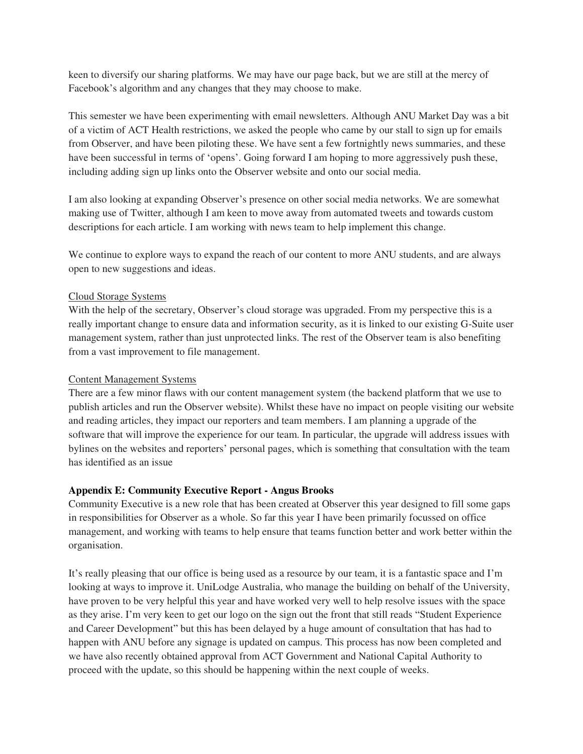keen to diversify our sharing platforms. We may have our page back, but we are still at the mercy of Facebook's algorithm and any changes that they may choose to make.

This semester we have been experimenting with email newsletters. Although ANU Market Day was a bit of a victim of ACT Health restrictions, we asked the people who came by our stall to sign up for emails from Observer, and have been piloting these. We have sent a few fortnightly news summaries, and these have been successful in terms of 'opens'. Going forward I am hoping to more aggressively push these, including adding sign up links onto the Observer website and onto our social media.

I am also looking at expanding Observer's presence on other social media networks. We are somewhat making use of Twitter, although I am keen to move away from automated tweets and towards custom descriptions for each article. I am working with news team to help implement this change.

We continue to explore ways to expand the reach of our content to more ANU students, and are always open to new suggestions and ideas.

<u>Cloud Storage Systems</u>

With the help of the secretary, Observer's cloud storage was upgraded. From my perspective this is a really important change to ensure data and information security, as it is linked to our existing G-Suite user management system, rather than just unprotected links. The rest of the Observer team is also benefiting from a vast improvement to file management.

<u>Content Management Systems</u>

There are a few minor flaws with our content management system (the backend platform that we use to publish articles and run the Observer website). Whilst these have no impact on people visiting our website and reading articles, they impact our reporters and team members. I am planning a upgrade of the software that will improve the experience for our team. In particular, the upgrade will address issues with bylines on the websites and reporters' personal pages, which is something that consultation with the team has identified as an issue

**Appendix E: Community Executive Report - Angus Brooks**

Community Executive is a new role that has been created at Observer this year designed to fill some gaps in responsibilities for Observer as a whole. So far this year I have been primarily focussed on office management, and working with teams to help ensure that teams function better and work better within the organisation.

It's really pleasing that our office is being used as a resource by our team, it is a fantastic space and I'm looking at ways to improve it. UniLodge Australia, who manage the building on behalf of the University, have proven to be very helpful this year and have worked very well to help resolve issues with the space as they arise. I'm very keen to get our logo on the sign out the front that still reads "Student Experience and Career Development" but this has been delayed by a huge amount of consultation that has had to happen with ANU before any signage is updated on campus. This process has now been completed and we have also recently obtained approval from ACT Government and National Capital Authority to proceed with the update, so this should be happening within the next couple of weeks.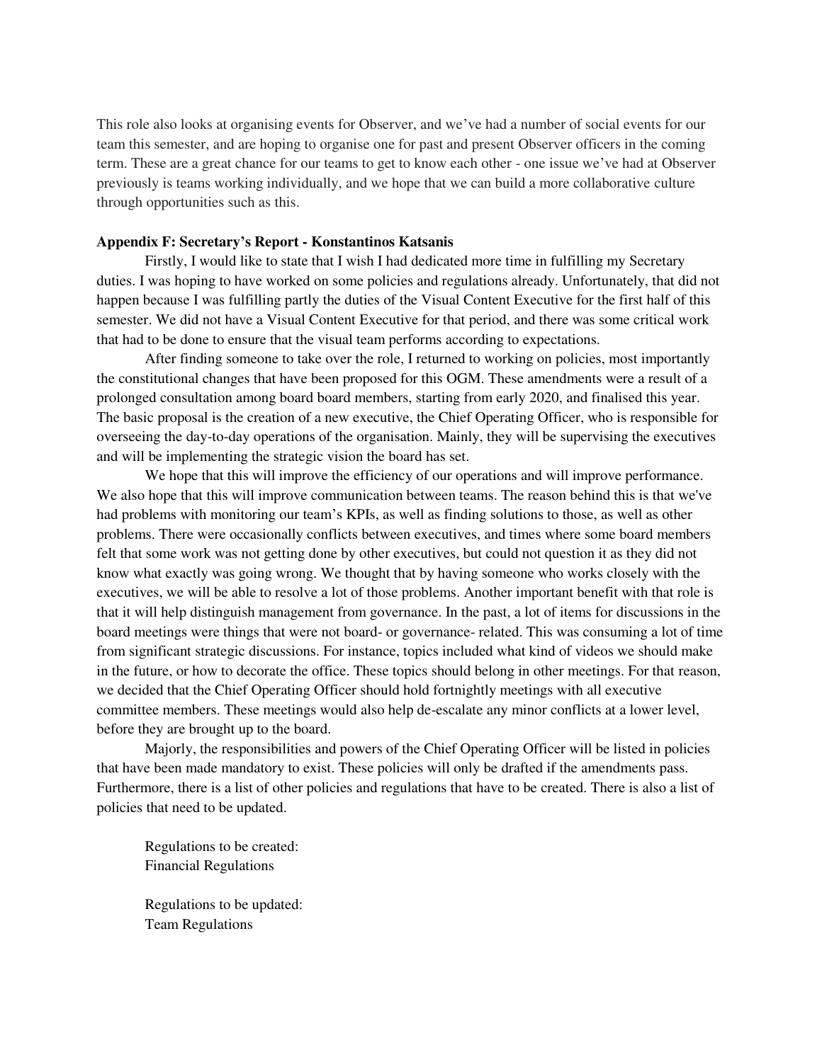This role also looks at organising events for Observer, and we've had a number of social events for our team this semester, and are hoping to organise one for past and present Observer officers in the coming term. These are a great chance for our teams to get to know each other - one issue we've had at Observer previously is teams working individually, and we hope that we can build a more collaborative culture through opportunities such as this.

**Appendix F: Secretary's Report - Konstantinos Katsanis**

Firstly, I would like to state that I wish I had dedicated more time in fulfilling my Secretary duties. I was hoping to have worked on some policies and regulations already. Unfortunately, that did not happen because I was fulfilling partly the duties of the Visual Content Executive for the first half of this semester. We did not have a Visual Content Executive for that period, and there was some critical work that had to be done to ensure that the visual team performs according to expectations.

After finding someone to take over the role, I returned to working on policies, most importantly the constitutional changes that have been proposed for this OGM. These amendments were a result of a prolonged consultation among board board members, starting from early 2020, and finalised this year. The basic proposal is the creation of a new executive, the Chief Operating Officer, who is responsible for overseeing the day-to-day operations of the organisation. Mainly, they will be supervising the executives and will be implementing the strategic vision the board has set.

We hope that this will improve the efficiency of our operations and will improve performance. We also hope that this will improve communication between teams. The reason behind this is that we've had problems with monitoring our team's KPIs, as well as finding solutions to those, as well as other problems. There were occasionally conflicts between executives, and times where some board members felt that some work was not getting done by other executives, but could not question it as they did not know what exactly was going wrong. We thought that by having someone who works closely with the executives, we will be able to resolve a lot of those problems. Another important benefit with that role is that it will help distinguish management from governance. In the past, a lot of items for discussions in the board meetings were things that were not board- or governance- related. This was consuming a lot of time from significant strategic discussions. For instance, topics included what kind of videos we should make in the future, or how to decorate the office. These topics should belong in other meetings. For that reason, we decided that the Chief Operating Officer should hold fortnightly meetings with all executive committee members. These meetings would also help de-escalate any minor conflicts at a lower level, before they are brought up to the board.

Majorly, the responsibilities and powers of the Chief Operating Officer will be listed in policies that have been made mandatory to exist. These policies will only be drafted if the amendments pass. Furthermore, there is a list of other policies and regulations that have to be created. There is also a list of policies that need to be updated.

Regulations to be created:
Financial Regulations

Regulations to be updated:
Team Regulations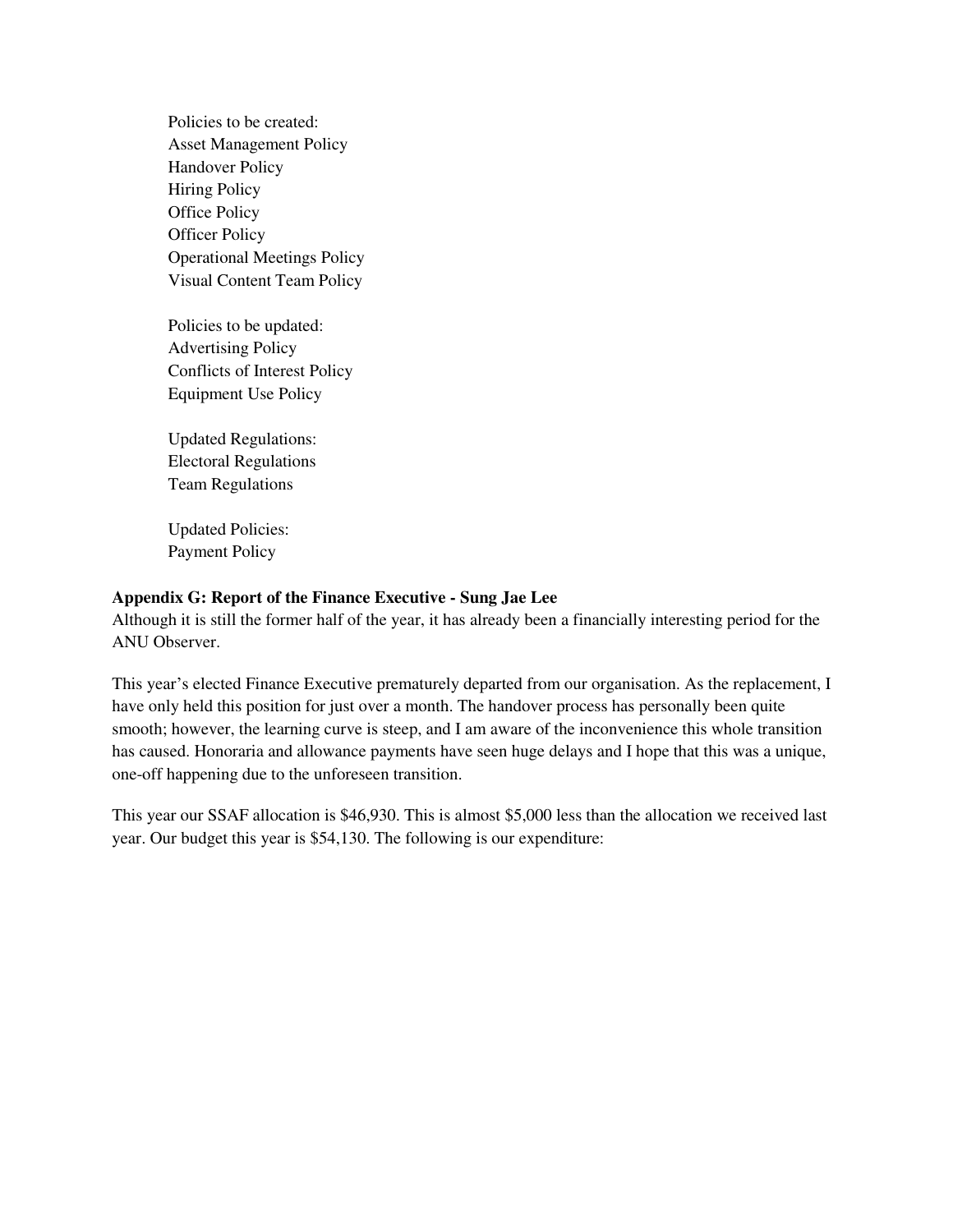Policies to be created:
Asset Management Policy
Handover Policy
Hiring Policy
Office Policy
Officer Policy
Operational Meetings Policy
Visual Content Team Policy

Policies to be updated:
Advertising Policy
Conflicts of Interest Policy
Equipment Use Policy

Updated Regulations:
Electoral Regulations
Team Regulations

Updated Policies:
Payment Policy

**Appendix G: Report of the Finance Executive - Sung Jae Lee**

Although it is still the former half of the year, it has already been a financially interesting period for the ANU Observer.

This year's elected Finance Executive prematurely departed from our organisation. As the replacement, I have only held this position for just over a month. The handover process has personally been quite smooth; however, the learning curve is steep, and I am aware of the inconvenience this whole transition has caused. Honoraria and allowance payments have seen huge delays and I hope that this was a unique, one-off happening due to the unforeseen transition.

This year our SSAF allocation is $46,930. This is almost $5,000 less than the allocation we received last year. Our budget this year is $54,130. The following is our expenditure: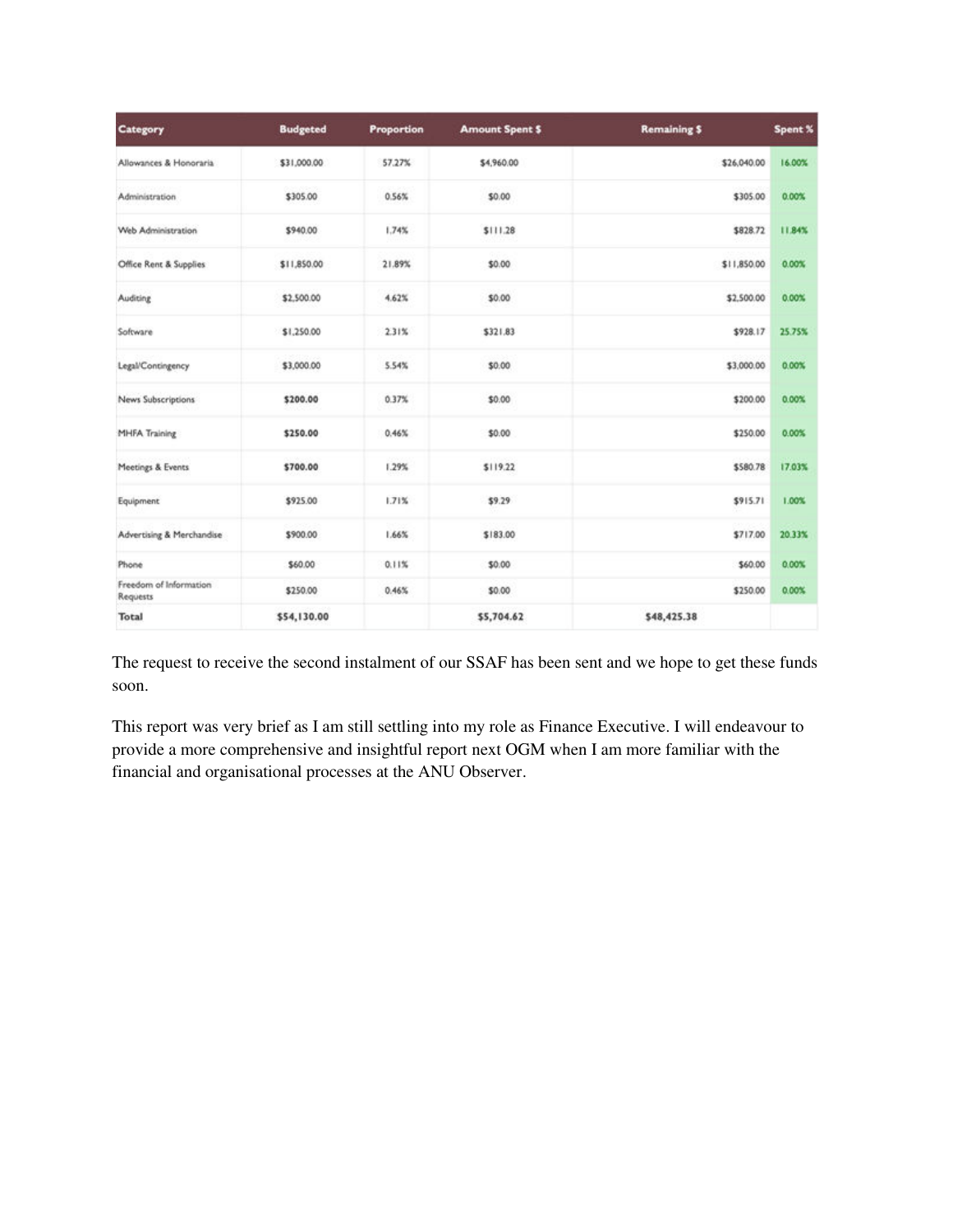| Category | Budgeted | Proportion | Amount Spent $ | Remaining $ | Spent % |
|---|---|---|---|---|---|
| Allowances & Honoraria | $31,000.00 | 57.27% | $4,960.00 | $26,040.00 | 16.00% |
| Administration | $305.00 | 0.56% | $0.00 | $305.00 | 0.00% |
| Web Administration | $940.00 | 1.74% | $111.28 | $828.72 | 11.84% |
| Office Rent & Supplies | $11,850.00 | 21.89% | $0.00 | $11,850.00 | 0.00% |
| Auditing | $2,500.00 | 4.62% | $0.00 | $2,500.00 | 0.00% |
| Software | $1,250.00 | 2.31% | $321.83 | $928.17 | 25.75% |
| Legal/Contingency | $3,000.00 | 5.54% | $0.00 | $3,000.00 | 0.00% |
| News Subscriptions | **$200.00** | 0.37% | $0.00 | $200.00 | 0.00% |
| MHFA Training | **$250.00** | 0.46% | $0.00 | $250.00 | 0.00% |
| Meetings & Events | **$700.00** | 1.29% | $119.22 | $580.78 | 17.03% |
| Equipment | $925.00 | 1.71% | $9.29 | $915.71 | 1.00% |
| Advertising & Merchandise | $900.00 | 1.66% | $183.00 | $717.00 | 20.33% |
| Phone | $60.00 | 0.11% | $0.00 | $60.00 | 0.00% |
| Freedom of Information Requests | $250.00 | 0.46% | $0.00 | $250.00 | 0.00% |
| **Total** | **$54,130.00** | | **$5,704.62** | **$48,425.38** | |

The request to receive the second instalment of our SSAF has been sent and we hope to get these funds soon.

This report was very brief as I am still settling into my role as Finance Executive. I will endeavour to provide a more comprehensive and insightful report next OGM when I am more familiar with the financial and organisational processes at the ANU Observer.